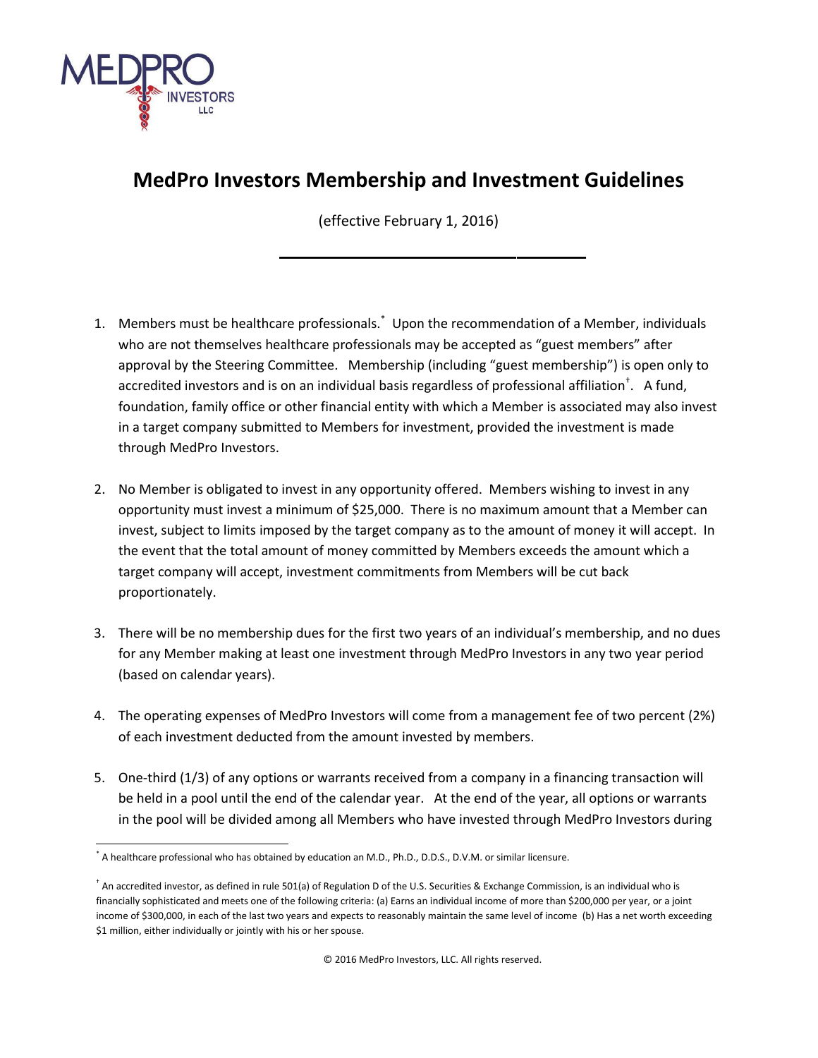# MedPro Investors Membership and Investment Guidelines

(effective February 1, 2016)

---

1. Members must be healthcare professionals.[*] Upon the recommendation of a Member, individuals who are not themselves healthcare professionals may be accepted as "guest members" after approval by the Steering Committee. Membership (including "guest membership") is open only to accredited investors and is on an individual basis regardless of professional affiliation[†]. A fund, foundation, family office or other financial entity with which a Member is associated may also invest in a target company submitted to Members for investment, provided the investment is made through MedPro Investors.

2. No Member is obligated to invest in any opportunity offered. Members wishing to invest in any opportunity must invest a minimum of $25,000. There is no maximum amount that a Member can invest, subject to limits imposed by the target company as to the amount of money it will accept. In the event that the total amount of money committed by Members exceeds the amount which a target company will accept, investment commitments from Members will be cut back proportionately.

3. There will be no membership dues for the first two years of an individual's membership, and no dues for any Member making at least one investment through MedPro Investors in any two year period (based on calendar years).

4. The operating expenses of MedPro Investors will come from a management fee of two percent (2%) of each investment deducted from the amount invested by members.

5. One-third (1/3) of any options or warrants received from a company in a financing transaction will be held in a pool until the end of the calendar year. At the end of the year, all options or warrants in the pool will be divided among all Members who have invested through MedPro Investors during

---

[*] A healthcare professional who has obtained by education an M.D., Ph.D., D.D.S., D.V.M. or similar licensure.

[†] An accredited investor, as defined in rule 501(a) of Regulation D of the U.S. Securities & Exchange Commission, is an individual who is financially sophisticated and meets one of the following criteria: (a) Earns an individual income of more than $200,000 per year, or a joint income of $300,000, in each of the last two years and expects to reasonably maintain the same level of income (b) Has a net worth exceeding $1 million, either individually or jointly with his or her spouse.

© 2016 MedPro Investors, LLC. All rights reserved.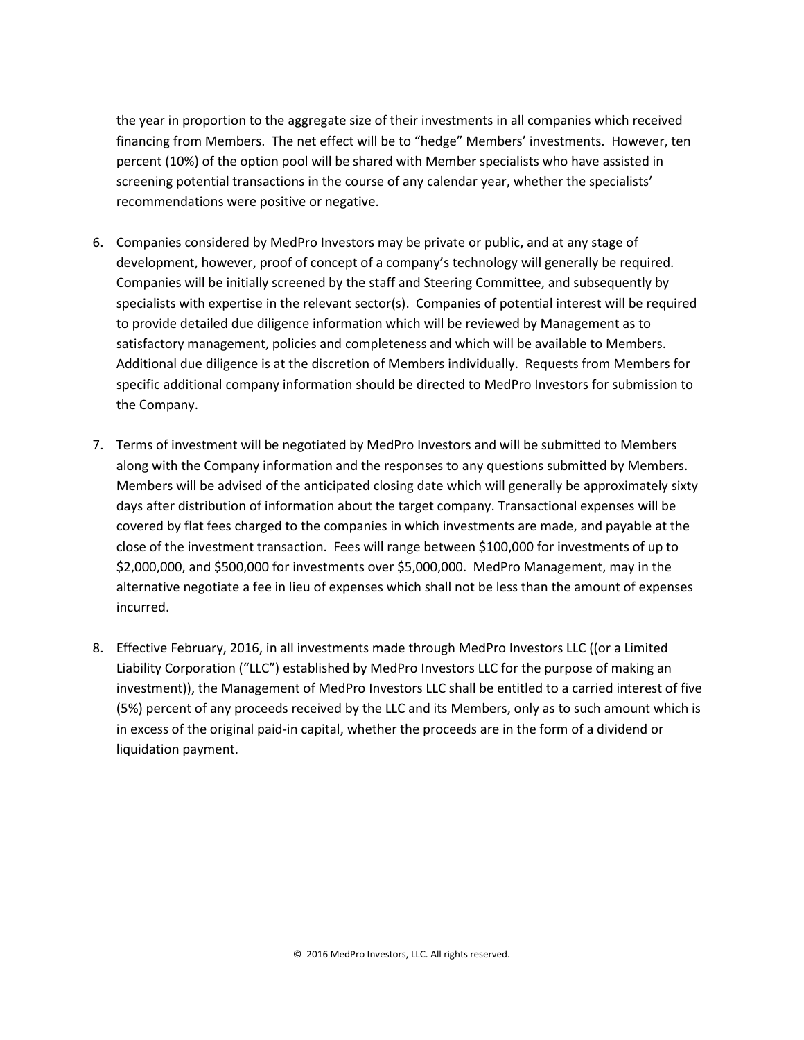the year in proportion to the aggregate size of their investments in all companies which received financing from Members. The net effect will be to "hedge" Members' investments. However, ten percent (10%) of the option pool will be shared with Member specialists who have assisted in screening potential transactions in the course of any calendar year, whether the specialists' recommendations were positive or negative.

6. Companies considered by MedPro Investors may be private or public, and at any stage of development, however, proof of concept of a company's technology will generally be required. Companies will be initially screened by the staff and Steering Committee, and subsequently by specialists with expertise in the relevant sector(s). Companies of potential interest will be required to provide detailed due diligence information which will be reviewed by Management as to satisfactory management, policies and completeness and which will be available to Members. Additional due diligence is at the discretion of Members individually. Requests from Members for specific additional company information should be directed to MedPro Investors for submission to the Company.

7. Terms of investment will be negotiated by MedPro Investors and will be submitted to Members along with the Company information and the responses to any questions submitted by Members. Members will be advised of the anticipated closing date which will generally be approximately sixty days after distribution of information about the target company. Transactional expenses will be covered by flat fees charged to the companies in which investments are made, and payable at the close of the investment transaction. Fees will range between $100,000 for investments of up to $2,000,000, and $500,000 for investments over $5,000,000. MedPro Management, may in the alternative negotiate a fee in lieu of expenses which shall not be less than the amount of expenses incurred.

8. Effective February, 2016, in all investments made through MedPro Investors LLC ((or a Limited Liability Corporation ("LLC") established by MedPro Investors LLC for the purpose of making an investment)), the Management of MedPro Investors LLC shall be entitled to a carried interest of five (5%) percent of any proceeds received by the LLC and its Members, only as to such amount which is in excess of the original paid-in capital, whether the proceeds are in the form of a dividend or liquidation payment.

© 2016 MedPro Investors, LLC. All rights reserved.